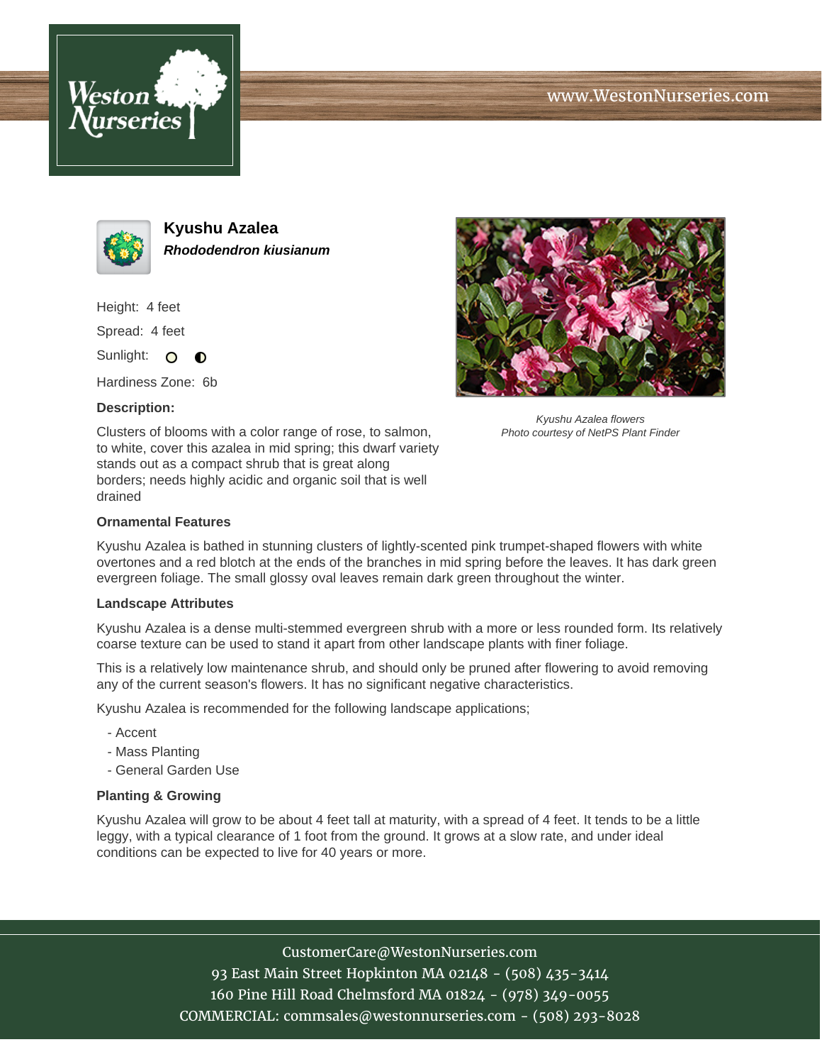www.WestonNurseries.com

# Kyushu Azalea

***Rhododendron kiusianum***

Height: 4 feet

Spread: 4 feet

Sunlight:

Hardiness Zone: 6b

**Description:**

Clusters of blooms with a color range of rose, to salmon, to white, cover this azalea in mid spring; this dwarf variety stands out as a compact shrub that is great along borders; needs highly acidic and organic soil that is well drained

*Kyushu Azalea flowers*
*Photo courtesy of NetPS Plant Finder*

### Ornamental Features

Kyushu Azalea is bathed in stunning clusters of lightly-scented pink trumpet-shaped flowers with white overtones and a red blotch at the ends of the branches in mid spring before the leaves. It has dark green evergreen foliage. The small glossy oval leaves remain dark green throughout the winter.

### Landscape Attributes

Kyushu Azalea is a dense multi-stemmed evergreen shrub with a more or less rounded form. Its relatively coarse texture can be used to stand it apart from other landscape plants with finer foliage.

This is a relatively low maintenance shrub, and should only be pruned after flowering to avoid removing any of the current season's flowers. It has no significant negative characteristics.

Kyushu Azalea is recommended for the following landscape applications;

- Accent
- Mass Planting
- General Garden Use

### Planting & Growing

Kyushu Azalea will grow to be about 4 feet tall at maturity, with a spread of 4 feet. It tends to be a little leggy, with a typical clearance of 1 foot from the ground. It grows at a slow rate, and under ideal conditions can be expected to live for 40 years or more.

CustomerCare@WestonNurseries.com
93 East Main Street Hopkinton MA 02148 - (508) 435-3414
160 Pine Hill Road Chelmsford MA 01824 - (978) 349-0055
COMMERCIAL: commsales@westonnurseries.com - (508) 293-8028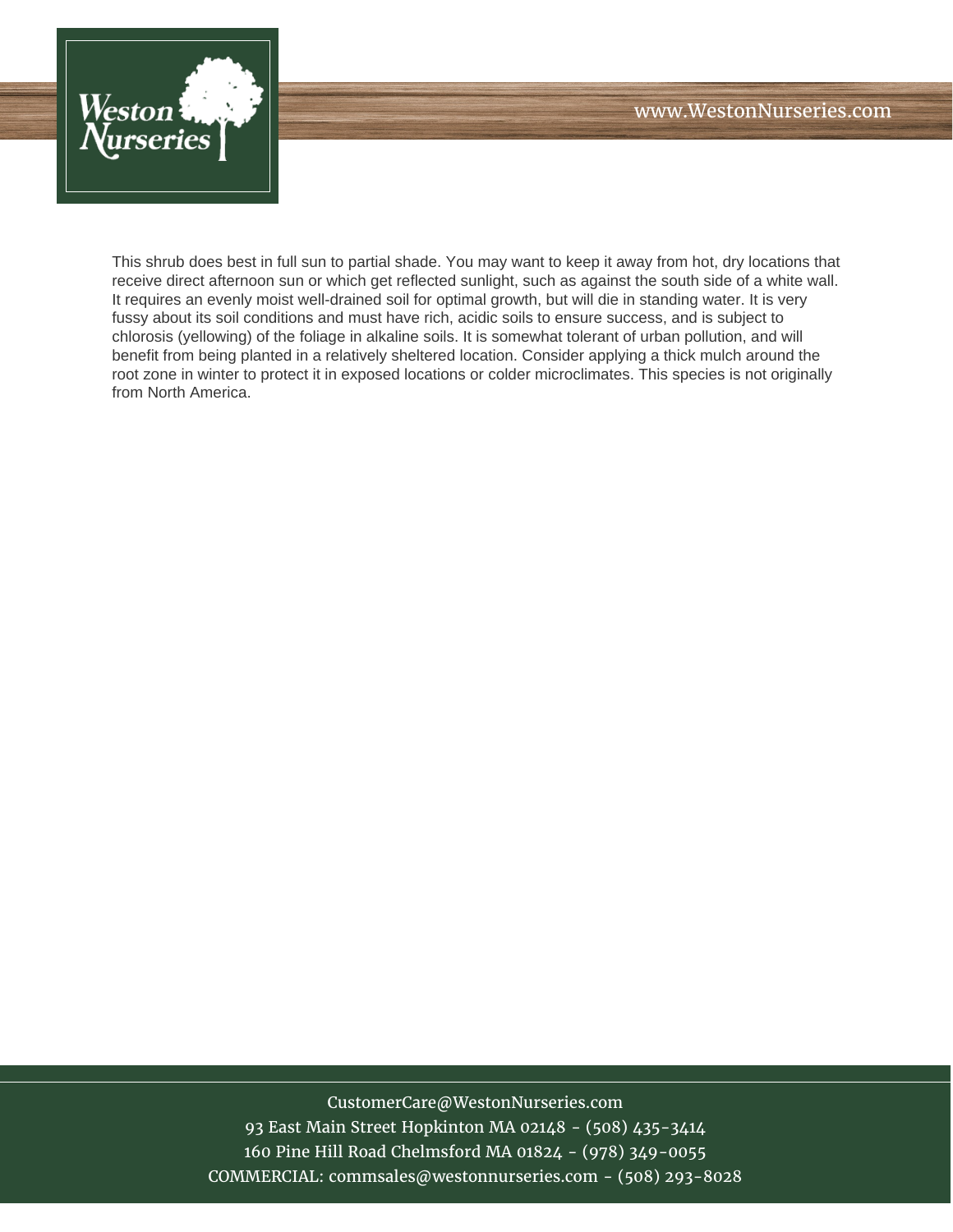This shrub does best in full sun to partial shade. You may want to keep it away from hot, dry locations that receive direct afternoon sun or which get reflected sunlight, such as against the south side of a white wall. It requires an evenly moist well-drained soil for optimal growth, but will die in standing water. It is very fussy about its soil conditions and must have rich, acidic soils to ensure success, and is subject to chlorosis (yellowing) of the foliage in alkaline soils. It is somewhat tolerant of urban pollution, and will benefit from being planted in a relatively sheltered location. Consider applying a thick mulch around the root zone in winter to protect it in exposed locations or colder microclimates. This species is not originally from North America.